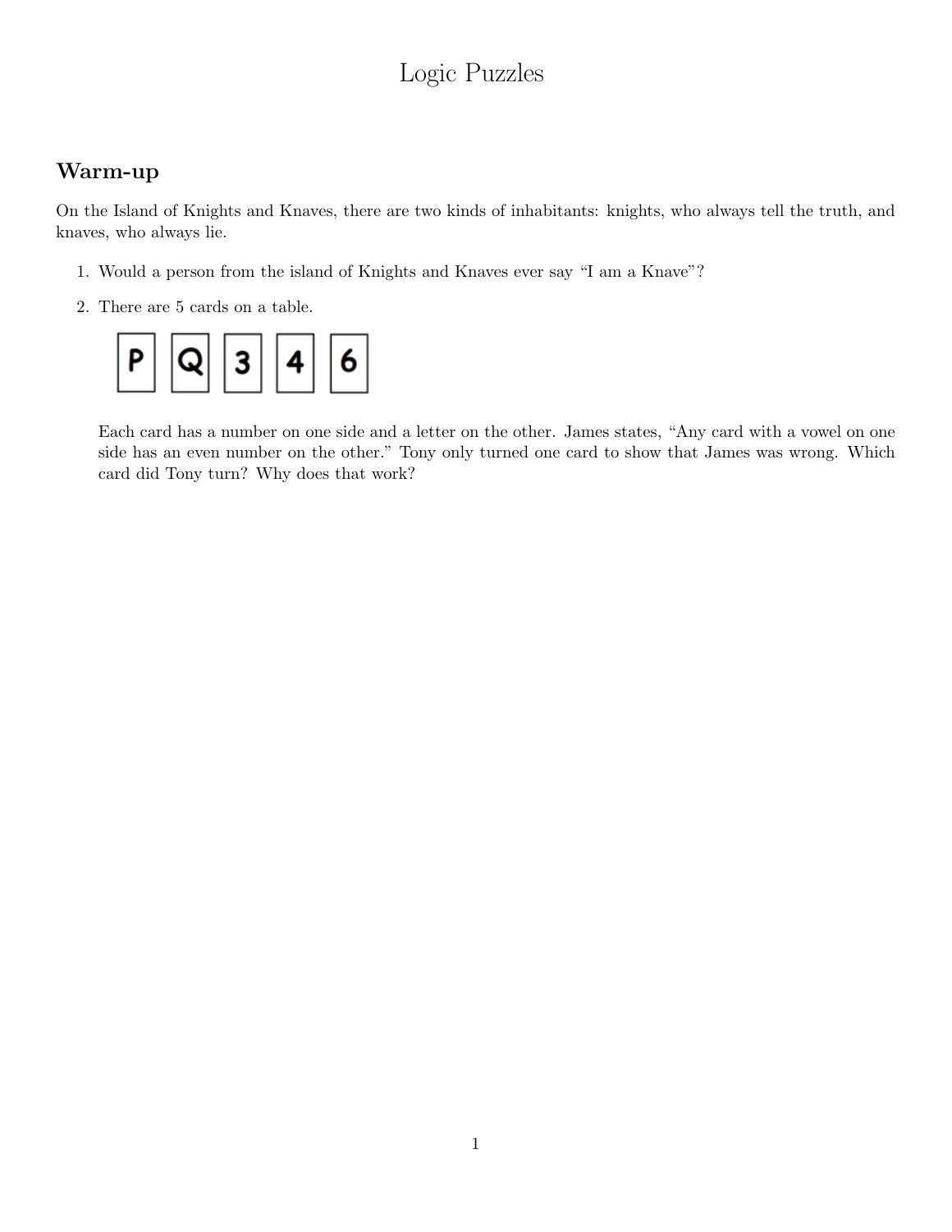# Logic Puzzles

## Warm-up

On the Island of Knights and Knaves, there are two kinds of inhabitants: knights, who always tell the truth, and knaves, who always lie.

1. Would a person from the island of Knights and Knaves ever say "I am a Knave"?

2. There are 5 cards on a table.

   P Q 3 4 6

   Each card has a number on one side and a letter on the other. James states, "Any card with a vowel on one side has an even number on the other." Tony only turned one card to show that James was wrong. Which card did Tony turn? Why does that work?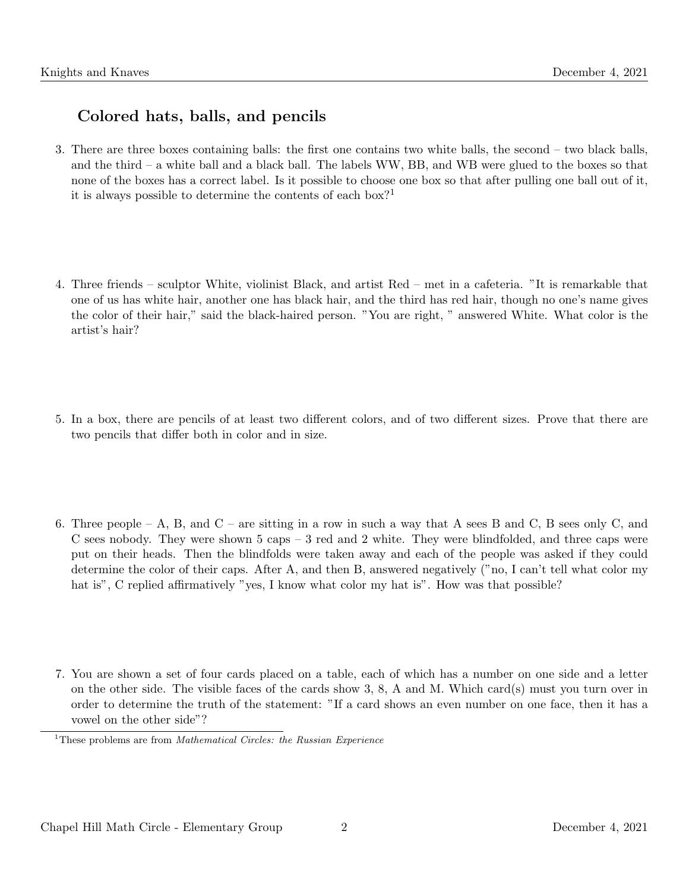## Colored hats, balls, and pencils

3. There are three boxes containing balls: the first one contains two white balls, the second – two black balls, and the third – a white ball and a black ball. The labels WW, BB, and WB were glued to the boxes so that none of the boxes has a correct label. Is it possible to choose one box so that after pulling one ball out of it, it is always possible to determine the contents of each box?[1]

4. Three friends – sculptor White, violinist Black, and artist Red – met in a cafeteria. "It is remarkable that one of us has white hair, another one has black hair, and the third has red hair, though no one's name gives the color of their hair," said the black-haired person. "You are right, " answered White. What color is the artist's hair?

5. In a box, there are pencils of at least two different colors, and of two different sizes. Prove that there are two pencils that differ both in color and in size.

6. Three people – A, B, and C – are sitting in a row in such a way that A sees B and C, B sees only C, and C sees nobody. They were shown 5 caps – 3 red and 2 white. They were blindfolded, and three caps were put on their heads. Then the blindfolds were taken away and each of the people was asked if they could determine the color of their caps. After A, and then B, answered negatively ("no, I can't tell what color my hat is", C replied affirmatively "yes, I know what color my hat is". How was that possible?

7. You are shown a set of four cards placed on a table, each of which has a number on one side and a letter on the other side. The visible faces of the cards show 3, 8, A and M. Which card(s) must you turn over in order to determine the truth of the statement: "If a card shows an even number on one face, then it has a vowel on the other side"?

[1] These problems are from *Mathematical Circles: the Russian Experience*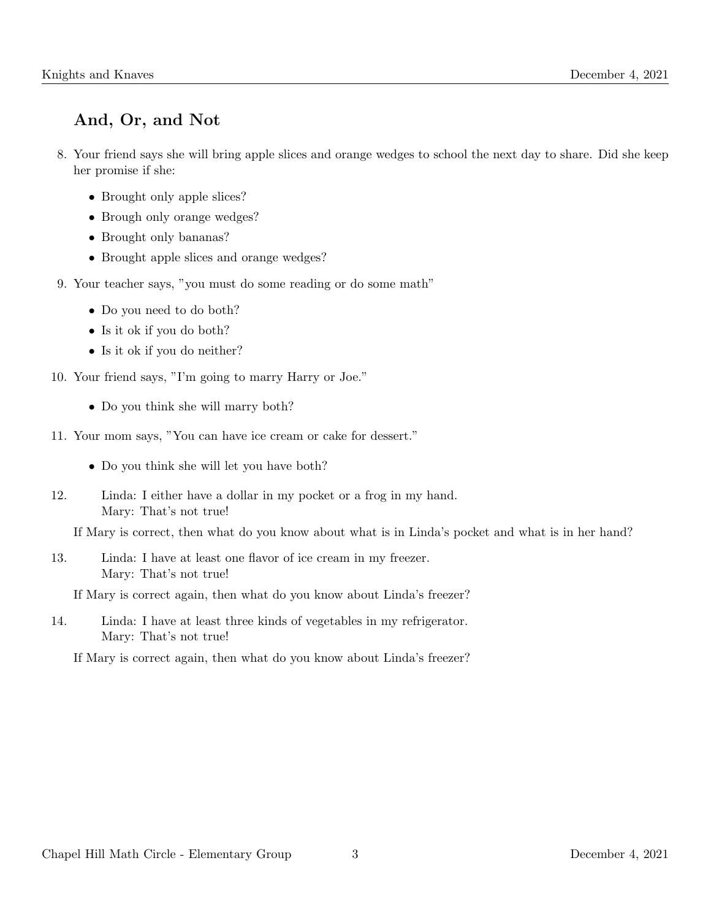## And, Or, and Not

8. Your friend says she will bring apple slices and orange wedges to school the next day to share. Did she keep her promise if she:

   - Brought only apple slices?
   - Brough only orange wedges?
   - Brought only bananas?
   - Brought apple slices and orange wedges?

9. Your teacher says, "you must do some reading or do some math"

   - Do you need to do both?
   - Is it ok if you do both?
   - Is it ok if you do neither?

10. Your friend says, "I'm going to marry Harry or Joe."

    - Do you think she will marry both?

11. Your mom says, "You can have ice cream or cake for dessert."

    - Do you think she will let you have both?

12. Linda: I either have a dollar in my pocket or a frog in my hand.
    Mary: That's not true!

    If Mary is correct, then what do you know about what is in Linda's pocket and what is in her hand?

13. Linda: I have at least one flavor of ice cream in my freezer.
    Mary: That's not true!

    If Mary is correct again, then what do you know about Linda's freezer?

14. Linda: I have at least three kinds of vegetables in my refrigerator.
    Mary: That's not true!

    If Mary is correct again, then what do you know about Linda's freezer?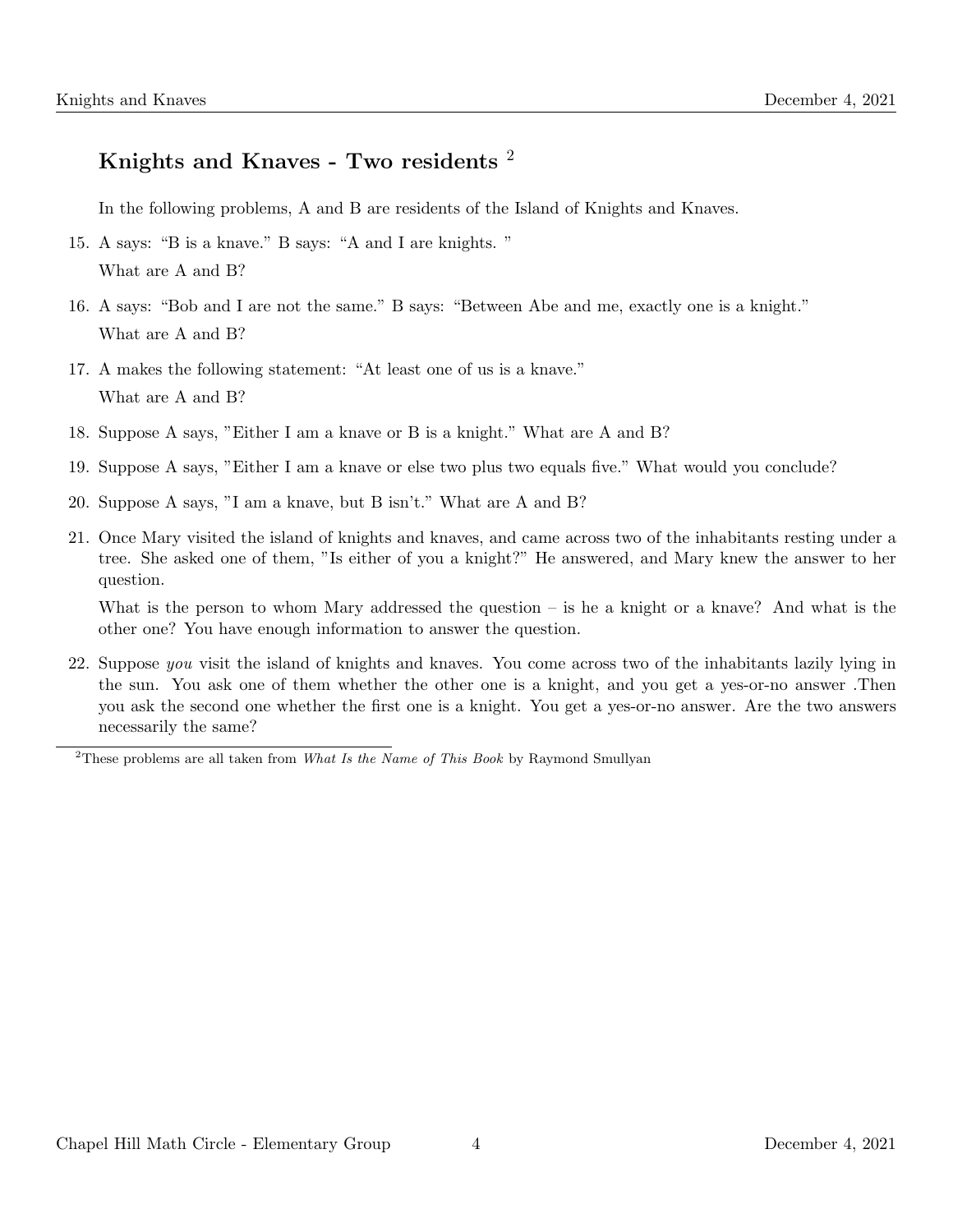## Knights and Knaves - Two residents [2]

In the following problems, A and B are residents of the Island of Knights and Knaves.

15. A says: "B is a knave." B says: "A and I are knights. "
    What are A and B?

16. A says: "Bob and I are not the same." B says: "Between Abe and me, exactly one is a knight."
    What are A and B?

17. A makes the following statement: "At least one of us is a knave."
    What are A and B?

18. Suppose A says, "Either I am a knave or B is a knight." What are A and B?

19. Suppose A says, "Either I am a knave or else two plus two equals five." What would you conclude?

20. Suppose A says, "I am a knave, but B isn't." What are A and B?

21. Once Mary visited the island of knights and knaves, and came across two of the inhabitants resting under a tree. She asked one of them, "Is either of you a knight?" He answered, and Mary knew the answer to her question.

    What is the person to whom Mary addressed the question – is he a knight or a knave? And what is the other one? You have enough information to answer the question.

22. Suppose *you* visit the island of knights and knaves. You come across two of the inhabitants lazily lying in the sun. You ask one of them whether the other one is a knight, and you get a yes-or-no answer .Then you ask the second one whether the first one is a knight. You get a yes-or-no answer. Are the two answers necessarily the same?

---

[2] These problems are all taken from *What Is the Name of This Book* by Raymond Smullyan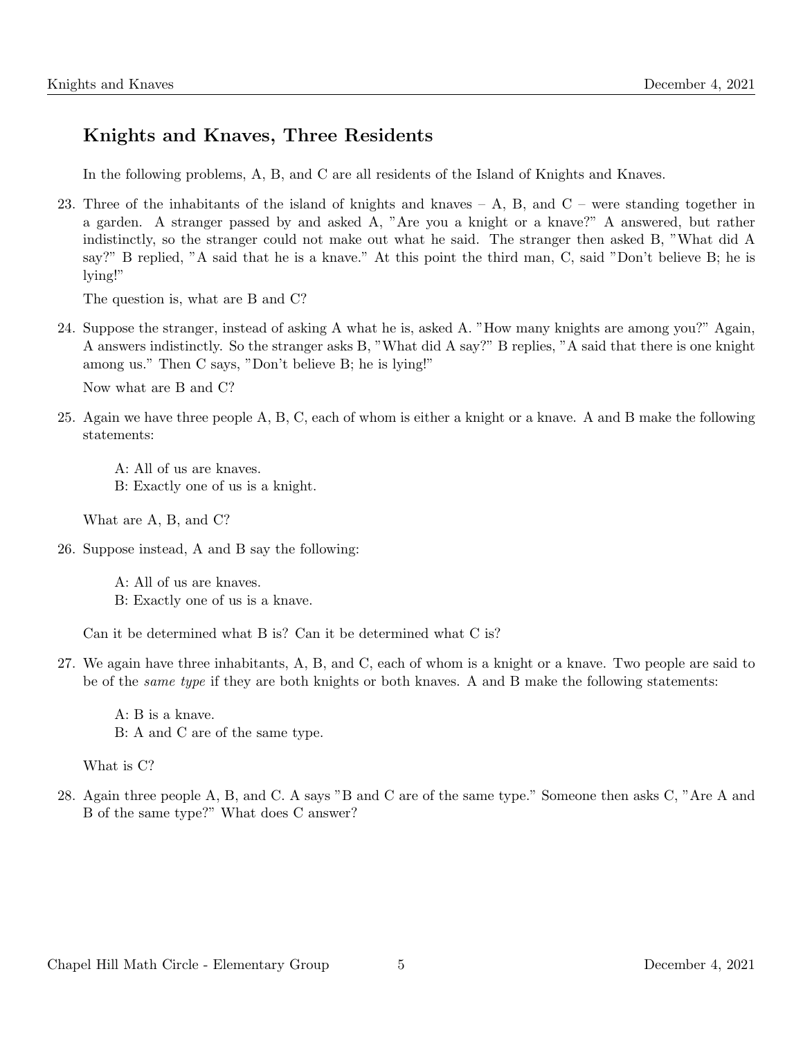## Knights and Knaves, Three Residents

In the following problems, A, B, and C are all residents of the Island of Knights and Knaves.

23. Three of the inhabitants of the island of knights and knaves – A, B, and C – were standing together in a garden. A stranger passed by and asked A, "Are you a knight or a knave?" A answered, but rather indistinctly, so the stranger could not make out what he said. The stranger then asked B, "What did A say?" B replied, "A said that he is a knave." At this point the third man, C, said "Don't believe B; he is lying!"

    The question is, what are B and C?

24. Suppose the stranger, instead of asking A what he is, asked A. "How many knights are among you?" Again, A answers indistinctly. So the stranger asks B, "What did A say?" B replies, "A said that there is one knight among us." Then C says, "Don't believe B; he is lying!"

    Now what are B and C?

25. Again we have three people A, B, C, each of whom is either a knight or a knave. A and B make the following statements:

    A: All of us are knaves.
    B: Exactly one of us is a knight.

    What are A, B, and C?

26. Suppose instead, A and B say the following:

    A: All of us are knaves.
    B: Exactly one of us is a knave.

    Can it be determined what B is? Can it be determined what C is?

27. We again have three inhabitants, A, B, and C, each of whom is a knight or a knave. Two people are said to be of the *same type* if they are both knights or both knaves. A and B make the following statements:

    A: B is a knave.
    B: A and C are of the same type.

    What is C?

28. Again three people A, B, and C. A says "B and C are of the same type." Someone then asks C, "Are A and B of the same type?" What does C answer?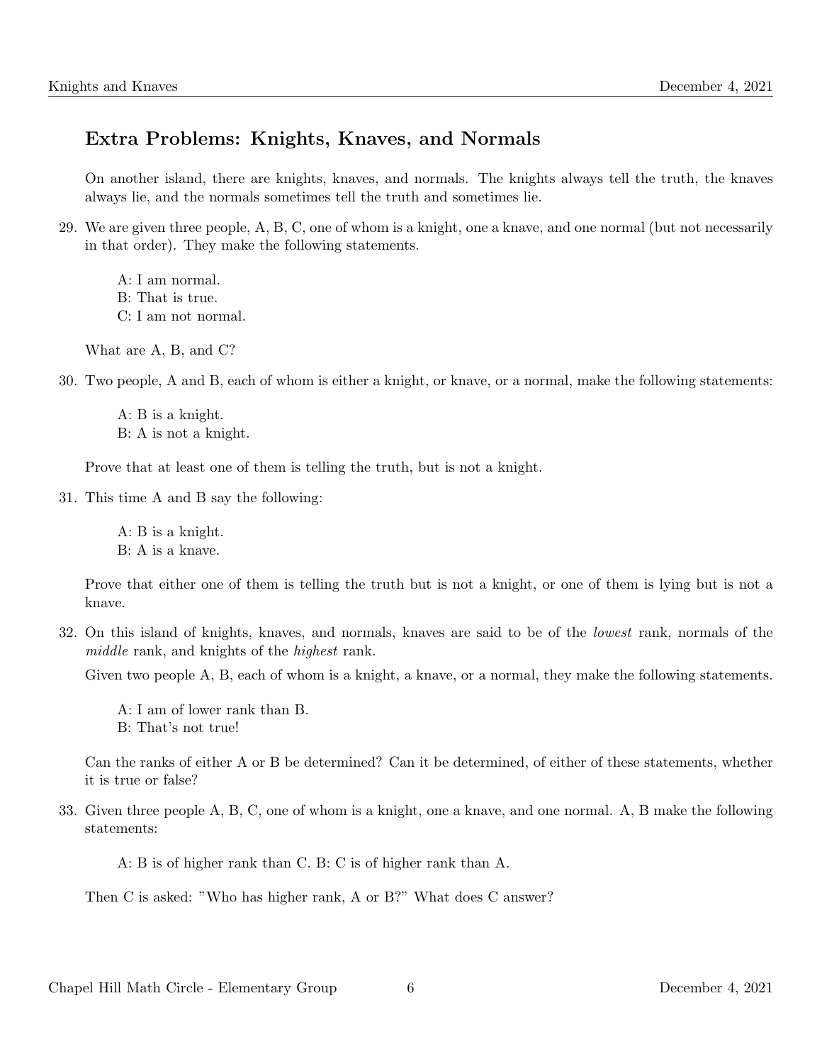## Extra Problems: Knights, Knaves, and Normals

On another island, there are knights, knaves, and normals. The knights always tell the truth, the knaves always lie, and the normals sometimes tell the truth and sometimes lie.

29. We are given three people, A, B, C, one of whom is a knight, one a knave, and one normal (but not necessarily in that order). They make the following statements.

    A: I am normal.
    B: That is true.
    C: I am not normal.

    What are A, B, and C?

30. Two people, A and B, each of whom is either a knight, or knave, or a normal, make the following statements:

    A: B is a knight.
    B: A is not a knight.

    Prove that at least one of them is telling the truth, but is not a knight.

31. This time A and B say the following:

    A: B is a knight.
    B: A is a knave.

    Prove that either one of them is telling the truth but is not a knight, or one of them is lying but is not a knave.

32. On this island of knights, knaves, and normals, knaves are said to be of the *lowest* rank, normals of the *middle* rank, and knights of the *highest* rank.

    Given two people A, B, each of whom is a knight, a knave, or a normal, they make the following statements.

    A: I am of lower rank than B.
    B: That's not true!

    Can the ranks of either A or B be determined? Can it be determined, of either of these statements, whether it is true or false?

33. Given three people A, B, C, one of whom is a knight, one a knave, and one normal. A, B make the following statements:

    A: B is of higher rank than C. B: C is of higher rank than A.

    Then C is asked: "Who has higher rank, A or B?" What does C answer?